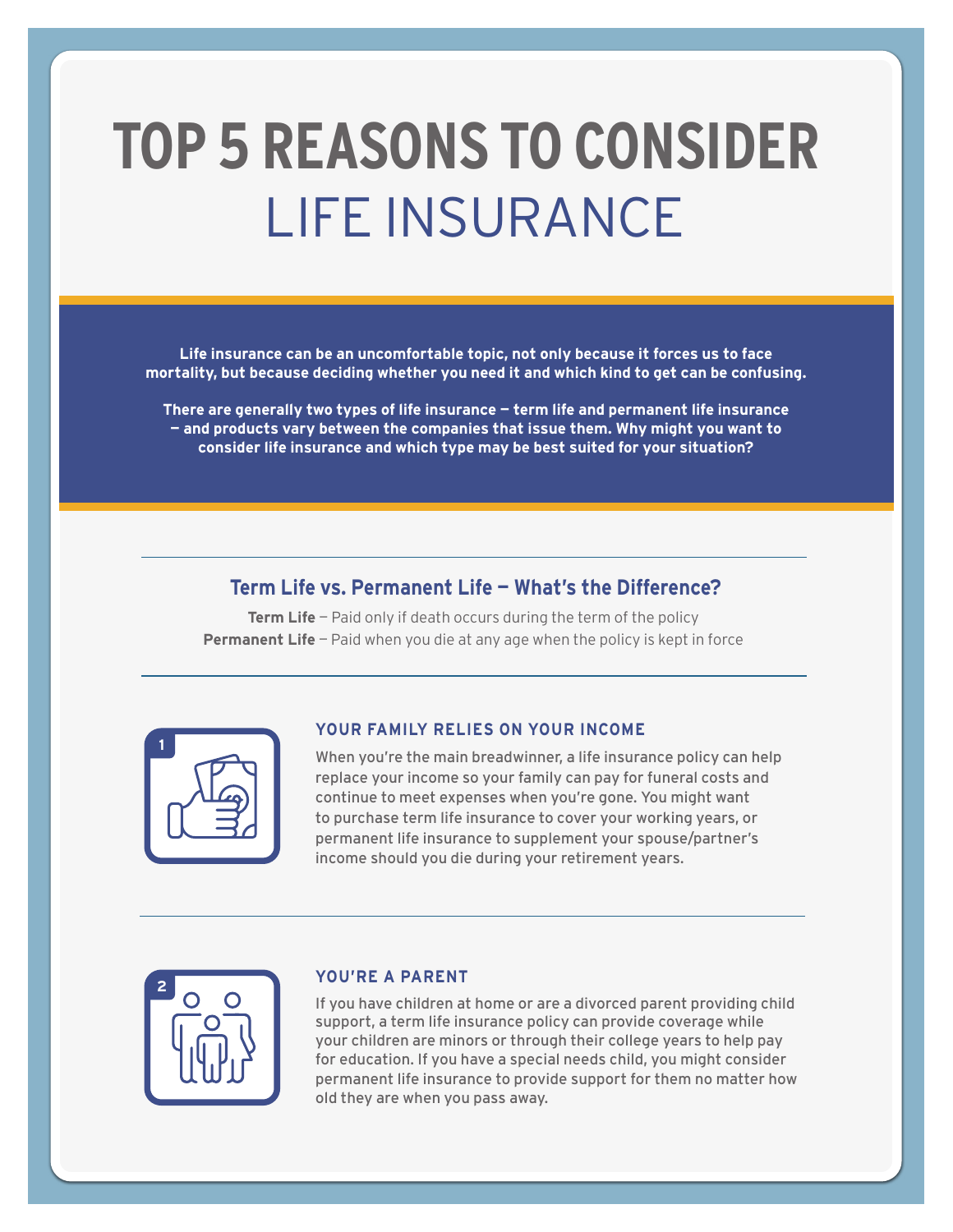# TOP 5 REASONS TO CONSIDER LIFE INSURANCE

**Life insurance can be an uncomfortable topic, not only because it forces us to face mortality, but because deciding whether you need it and which kind to get can be confusing.**

**There are generally two types of life insurance — term life and permanent life insurance — and products vary between the companies that issue them. Why might you want to consider life insurance and which type may be best suited for your situation?**

## Term Life vs. Permanent Life — What's the Difference?

**Term Life** — Paid only if death occurs during the term of the policy

**Permanent Life** — Paid when you die at any age when the policy is kept in force

### 1 YOUR FAMILY RELIES ON YOUR INCOME

When you're the main breadwinner, a life insurance policy can help replace your income so your family can pay for funeral costs and continue to meet expenses when you're gone. You might want to purchase term life insurance to cover your working years, or permanent life insurance to supplement your spouse/partner's income should you die during your retirement years.

### 2 YOU'RE A PARENT

If you have children at home or are a divorced parent providing child support, a term life insurance policy can provide coverage while your children are minors or through their college years to help pay for education. If you have a special needs child, you might consider permanent life insurance to provide support for them no matter how old they are when you pass away.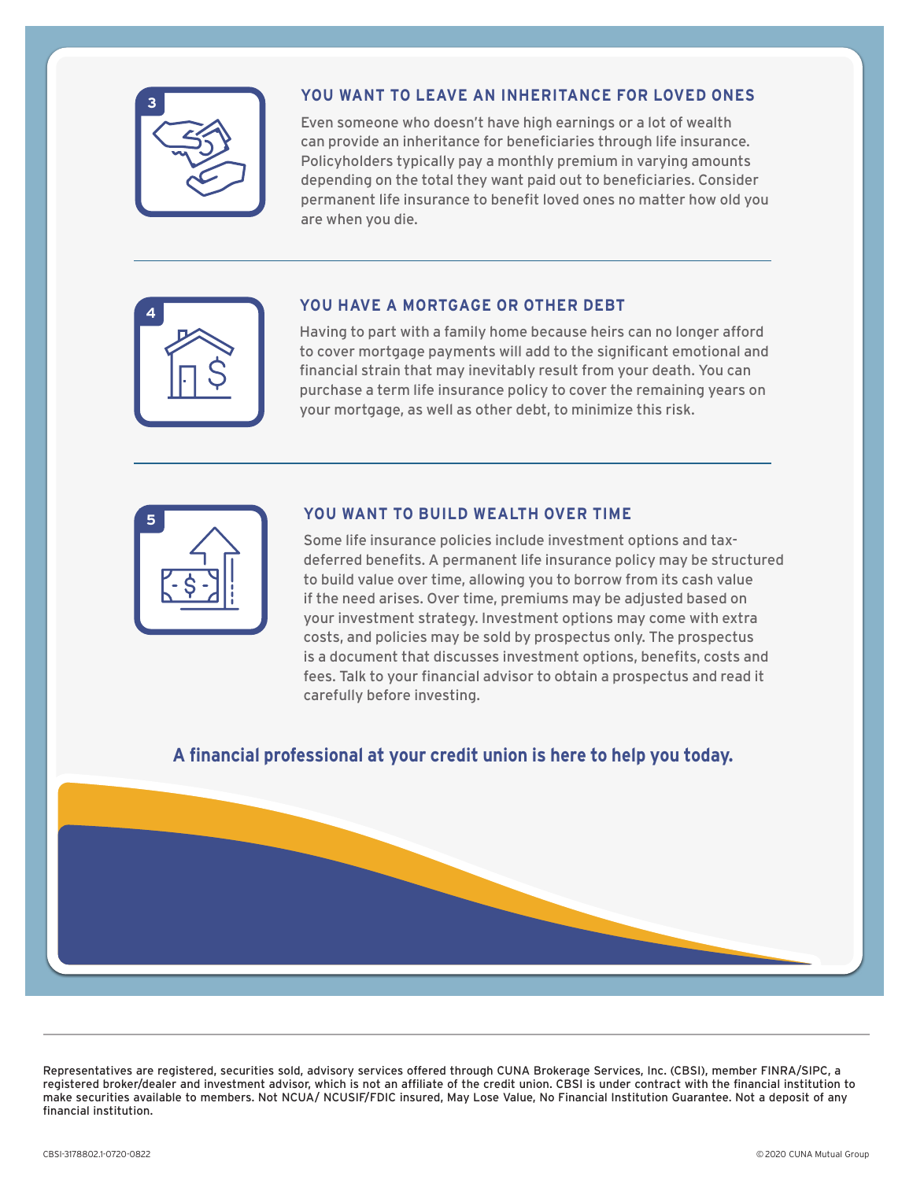3

## YOU WANT TO LEAVE AN INHERITANCE FOR LOVED ONES

Even someone who doesn't have high earnings or a lot of wealth can provide an inheritance for beneficiaries through life insurance. Policyholders typically pay a monthly premium in varying amounts depending on the total they want paid out to beneficiaries. Consider permanent life insurance to benefit loved ones no matter how old you are when you die.

4

## YOU HAVE A MORTGAGE OR OTHER DEBT

Having to part with a family home because heirs can no longer afford to cover mortgage payments will add to the significant emotional and financial strain that may inevitably result from your death. You can purchase a term life insurance policy to cover the remaining years on your mortgage, as well as other debt, to minimize this risk.

5

## YOU WANT TO BUILD WEALTH OVER TIME

Some life insurance policies include investment options and tax-deferred benefits. A permanent life insurance policy may be structured to build value over time, allowing you to borrow from its cash value if the need arises. Over time, premiums may be adjusted based on your investment strategy. Investment options may come with extra costs, and policies may be sold by prospectus only. The prospectus is a document that discusses investment options, benefits, costs and fees. Talk to your financial advisor to obtain a prospectus and read it carefully before investing.

**A financial professional at your credit union is here to help you today.**

Representatives are registered, securities sold, advisory services offered through CUNA Brokerage Services, Inc. (CBSI), member FINRA/SIPC, a registered broker/dealer and investment advisor, which is not an affiliate of the credit union. CBSI is under contract with the financial institution to make securities available to members. Not NCUA/ NCUSIF/FDIC insured, May Lose Value, No Financial Institution Guarantee. Not a deposit of any financial institution.

CBSI-3178802.1-0720-0822

©2020 CUNA Mutual Group